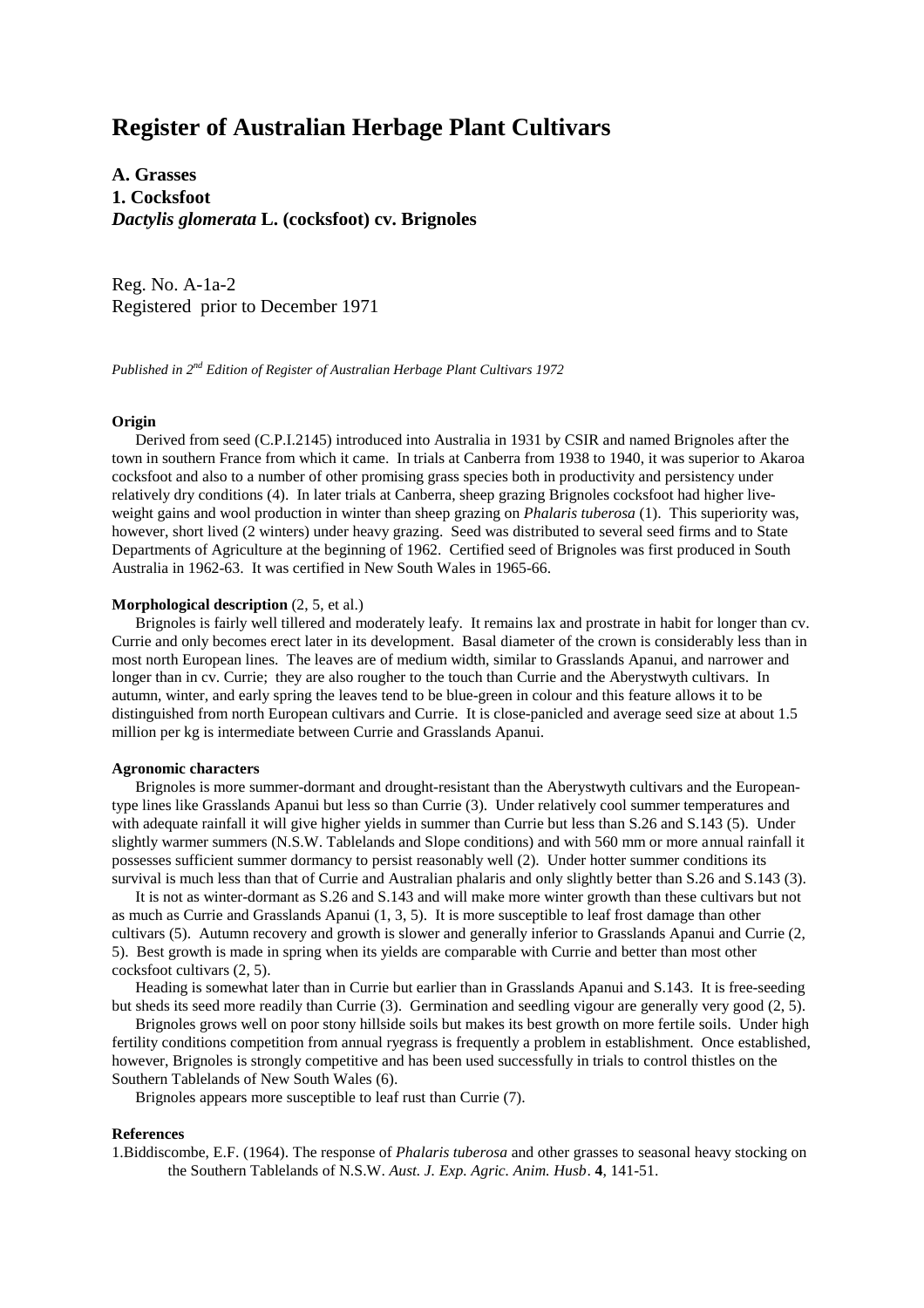# Register of Australian Herbage Plant Cultivars

**A. Grasses**
**1. Cocksfoot**
***Dactylis glomerata* L. (cocksfoot) cv. Brignoles**

Reg. No. A-1a-2
Registered prior to December 1971

*Published in 2nd Edition of Register of Australian Herbage Plant Cultivars 1972*

#### Origin

Derived from seed (C.P.I.2145) introduced into Australia in 1931 by CSIR and named Brignoles after the town in southern France from which it came. In trials at Canberra from 1938 to 1940, it was superior to Akaroa cocksfoot and also to a number of other promising grass species both in productivity and persistency under relatively dry conditions (4). In later trials at Canberra, sheep grazing Brignoles cocksfoot had higher live-weight gains and wool production in winter than sheep grazing on *Phalaris tuberosa* (1). This superiority was, however, short lived (2 winters) under heavy grazing. Seed was distributed to several seed firms and to State Departments of Agriculture at the beginning of 1962. Certified seed of Brignoles was first produced in South Australia in 1962-63. It was certified in New South Wales in 1965-66.

#### Morphological description (2, 5, et al.)

Brignoles is fairly well tillered and moderately leafy. It remains lax and prostrate in habit for longer than cv. Currie and only becomes erect later in its development. Basal diameter of the crown is considerably less than in most north European lines. The leaves are of medium width, similar to Grasslands Apanui, and narrower and longer than in cv. Currie; they are also rougher to the touch than Currie and the Aberystwyth cultivars. In autumn, winter, and early spring the leaves tend to be blue-green in colour and this feature allows it to be distinguished from north European cultivars and Currie. It is close-panicled and average seed size at about 1.5 million per kg is intermediate between Currie and Grasslands Apanui.

#### Agronomic characters

Brignoles is more summer-dormant and drought-resistant than the Aberystwyth cultivars and the European-type lines like Grasslands Apanui but less so than Currie (3). Under relatively cool summer temperatures and with adequate rainfall it will give higher yields in summer than Currie but less than S.26 and S.143 (5). Under slightly warmer summers (N.S.W. Tablelands and Slope conditions) and with 560 mm or more annual rainfall it possesses sufficient summer dormancy to persist reasonably well (2). Under hotter summer conditions its survival is much less than that of Currie and Australian phalaris and only slightly better than S.26 and S.143 (3).

It is not as winter-dormant as S.26 and S.143 and will make more winter growth than these cultivars but not as much as Currie and Grasslands Apanui (1, 3, 5). It is more susceptible to leaf frost damage than other cultivars (5). Autumn recovery and growth is slower and generally inferior to Grasslands Apanui and Currie (2, 5). Best growth is made in spring when its yields are comparable with Currie and better than most other cocksfoot cultivars (2, 5).

Heading is somewhat later than in Currie but earlier than in Grasslands Apanui and S.143. It is free-seeding but sheds its seed more readily than Currie (3). Germination and seedling vigour are generally very good (2, 5).

Brignoles grows well on poor stony hillside soils but makes its best growth on more fertile soils. Under high fertility conditions competition from annual ryegrass is frequently a problem in establishment. Once established, however, Brignoles is strongly competitive and has been used successfully in trials to control thistles on the Southern Tablelands of New South Wales (6).

Brignoles appears more susceptible to leaf rust than Currie (7).

#### References

1. Biddiscombe, E.F. (1964). The response of *Phalaris tuberosa* and other grasses to seasonal heavy stocking on the Southern Tablelands of N.S.W. *Aust. J. Exp. Agric. Anim. Husb*. **4**, 141-51.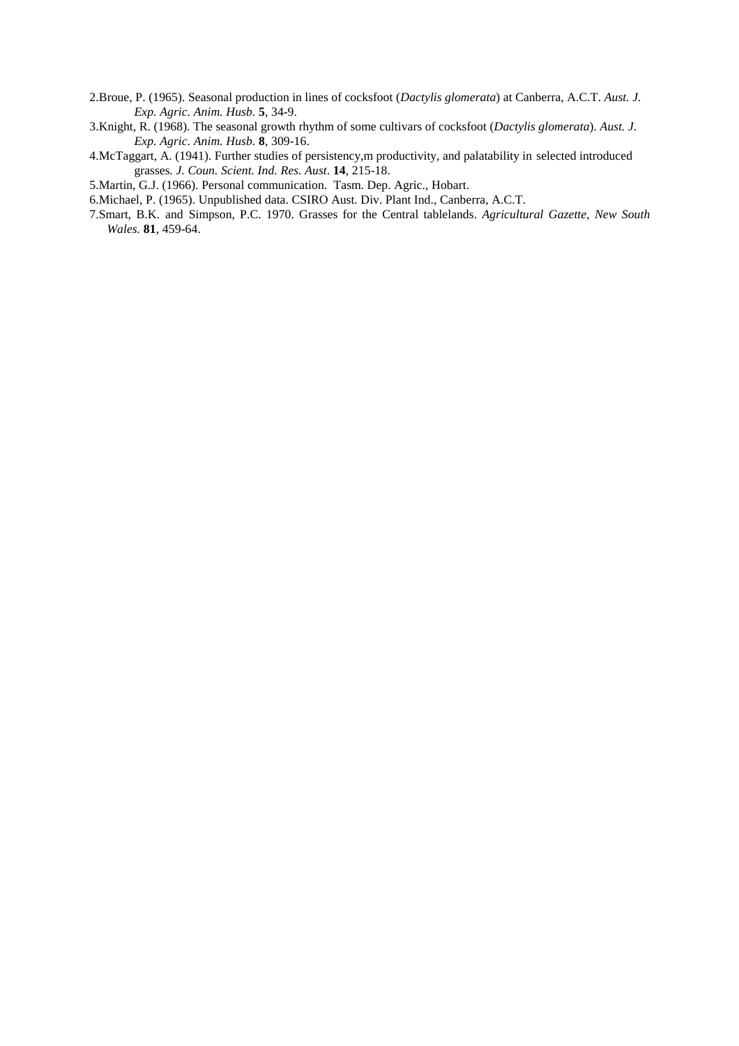2.Broue, P. (1965). Seasonal production in lines of cocksfoot (*Dactylis glomerata*) at Canberra, A.C.T. *Aust. J. Exp. Agric. Anim. Husb*. **5**, 34-9.

3.Knight, R. (1968). The seasonal growth rhythm of some cultivars of cocksfoot (*Dactylis glomerata*). *Aust. J. Exp. Agric. Anim. Husb*. **8**, 309-16.

4.McTaggart, A. (1941). Further studies of persistency,m productivity, and palatability in selected introduced grasses*. J. Coun. Scient. Ind. Res. Aust*. **14**, 215-18.

5.Martin, G.J. (1966). Personal communication. Tasm. Dep. Agric., Hobart.

6.Michael, P. (1965). Unpublished data. CSIRO Aust. Div. Plant Ind., Canberra, A.C.T.

7.Smart, B.K. and Simpson, P.C. 1970. Grasses for the Central tablelands. *Agricultural Gazette, New South Wales*. **81**, 459-64.